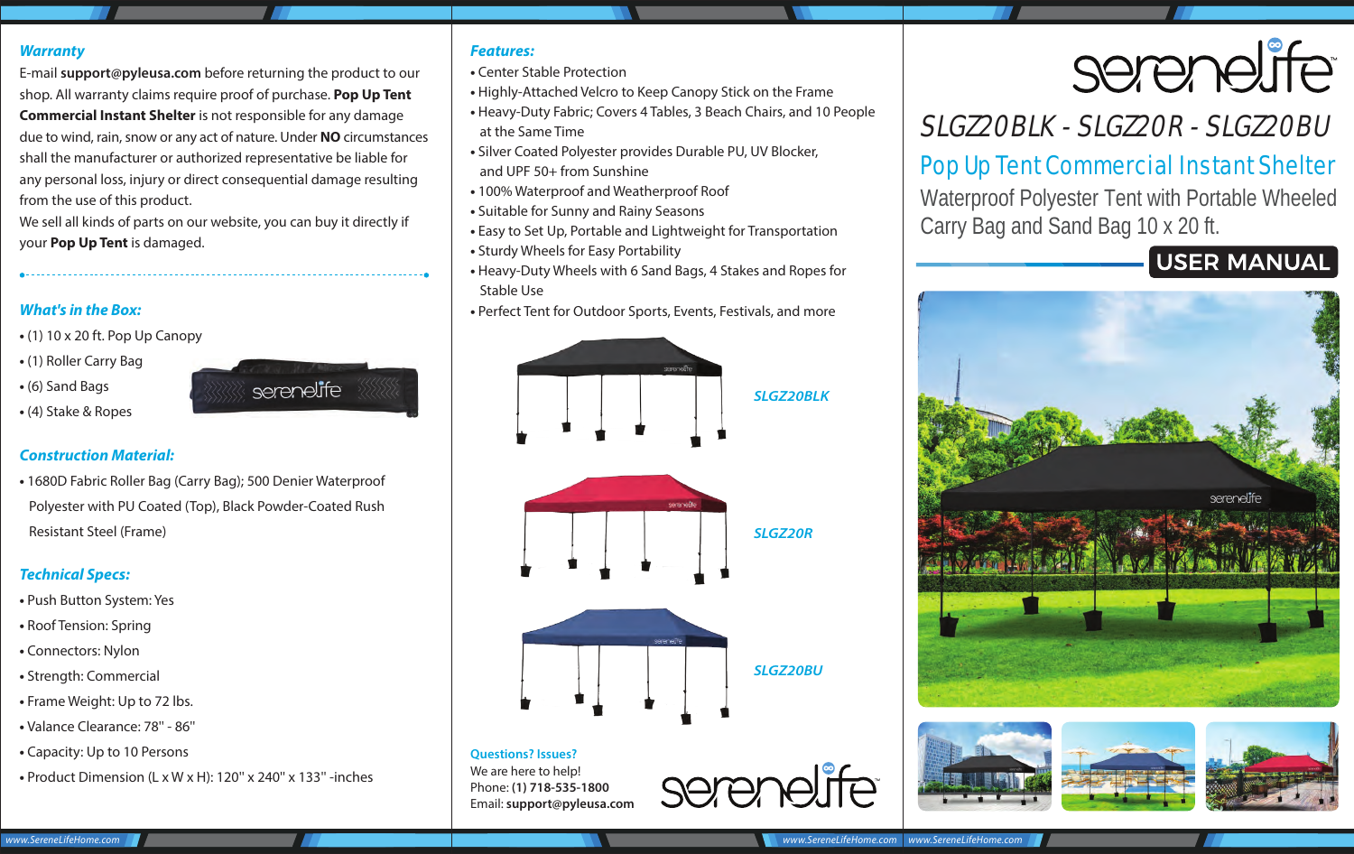# SLGZ20BLK - SLGZ20R - SLGZ20BU

## Pop Up Tent Commercial Instant Shelter

Waterproof Polyester Tent with Portable Wheeled Carry Bag and Sand Bag 10 x 20 ft.

**USER MANUAL**

### Warranty

E-mail **support@pyleusa.com** before returning the product to our shop. All warranty claims require proof of purchase. **Pop Up Tent Commercial Instant Shelter** is not responsible for any damage due to wind, rain, snow or any act of nature. Under **NO** circumstances shall the manufacturer or authorized representative be liable for any personal loss, injury or direct consequential damage resulting from the use of this product.

We sell all kinds of parts on our website, you can buy it directly if your **Pop Up Tent** is damaged.

### What's in the Box:

- (1) 10 x 20 ft. Pop Up Canopy
- (1) Roller Carry Bag
- (6) Sand Bags
- (4) Stake & Ropes

### Construction Material:

- 1680D Fabric Roller Bag (Carry Bag); 500 Denier Waterproof Polyester with PU Coated (Top), Black Powder-Coated Rush Resistant Steel (Frame)

### Technical Specs:

- Push Button System: Yes
- Roof Tension: Spring
- Connectors: Nylon
- Strength: Commercial
- Frame Weight: Up to 72 lbs.
- Valance Clearance: 78" - 86"
- Capacity: Up to 10 Persons
- Product Dimension (L x W x H): 120" x 240" x 133" -inches

### Features:

- Center Stable Protection
- Highly-Attached Velcro to Keep Canopy Stick on the Frame
- Heavy-Duty Fabric; Covers 4 Tables, 3 Beach Chairs, and 10 People at the Same Time
- Silver Coated Polyester provides Durable PU, UV Blocker, and UPF 50+ from Sunshine
- 100% Waterproof and Weatherproof Roof
- Suitable for Sunny and Rainy Seasons
- Easy to Set Up, Portable and Lightweight for Transportation
- Sturdy Wheels for Easy Portability
- Heavy-Duty Wheels with 6 Sand Bags, 4 Stakes and Ropes for Stable Use
- Perfect Tent for Outdoor Sports, Events, Festivals, and more

SLGZ20BLK

SLGZ20R

SLGZ20BU

**Questions? Issues?**

We are here to help!

Phone: **(1) 718-535-1800**

Email: **support@pyleusa.com**

www.SereneLifeHome.com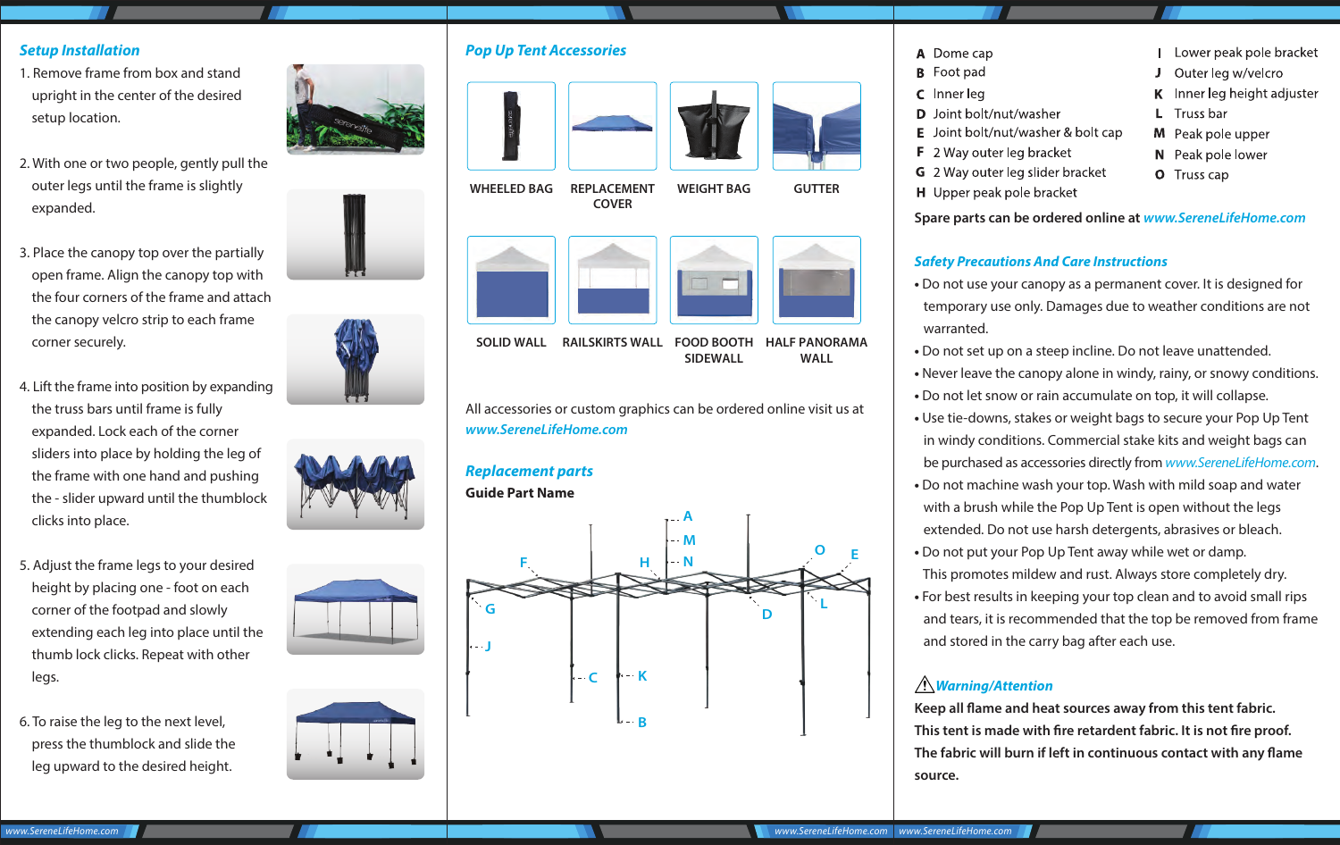## Setup Installation

1. Remove frame from box and stand upright in the center of the desired setup location.

2. With one or two people, gently pull the outer legs until the frame is slightly expanded.

3. Place the canopy top over the partially open frame. Align the canopy top with the four corners of the frame and attach the canopy velcro strip to each frame corner securely.

4. Lift the frame into position by expanding the truss bars until frame is fully expanded. Lock each of the corner sliders into place by holding the leg of the frame with one hand and pushing the - slider upward until the thumblock clicks into place.

5. Adjust the frame legs to your desired height by placing one - foot on each corner of the footpad and slowly extending each leg into place until the thumb lock clicks. Repeat with other legs.

6. To raise the leg to the next level, press the thumblock and slide the leg upward to the desired height.

## Pop Up Tent Accessories

WHEELED BAG

REPLACEMENT COVER

WEIGHT BAG

GUTTER

SOLID WALL

RAILSKIRTS WALL

FOOD BOOTH SIDEWALL

HALF PANORAMA WALL

All accessories or custom graphics can be ordered online visit us at *www.SereneLifeHome.com*

## Replacement parts

**Guide Part Name**

A
M
N
H
F
O
E
G
D
L
J
C
K
B

- **A** Dome cap
- **B** Foot pad
- **C** Inner leg
- **D** Joint bolt/nut/washer
- **E** Joint bolt/nut/washer & bolt cap
- **F** 2 Way outer leg bracket
- **G** 2 Way outer leg slider bracket
- **H** Upper peak pole bracket
- **I** Lower peak pole bracket
- **J** Outer leg w/velcro
- **K** Inner leg height adjuster
- **L** Truss bar
- **M** Peak pole upper
- **N** Peak pole lower
- **O** Truss cap

**Spare parts can be ordered online at *www.SereneLifeHome.com***

## Safety Precautions And Care Instructions

- Do not use your canopy as a permanent cover. It is designed for temporary use only. Damages due to weather conditions are not warranted.
- Do not set up on a steep incline. Do not leave unattended.
- Never leave the canopy alone in windy, rainy, or snowy conditions.
- Do not let snow or rain accumulate on top, it will collapse.
- Use tie-downs, stakes or weight bags to secure your Pop Up Tent in windy conditions. Commercial stake kits and weight bags can be purchased as accessories directly from *www.SereneLifeHome.com*.
- Do not machine wash your top. Wash with mild soap and water with a brush while the Pop Up Tent is open without the legs extended. Do not use harsh detergents, abrasives or bleach.
- Do not put your Pop Up Tent away while wet or damp. This promotes mildew and rust. Always store completely dry.
- For best results in keeping your top clean and to avoid small rips and tears, it is recommended that the top be removed from frame and stored in the carry bag after each use.

## ⚠ Warning/Attention

**Keep all flame and heat sources away from this tent fabric. This tent is made with fire retardent fabric. It is not fire proof. The fabric will burn if left in continuous contact with any flame source.**